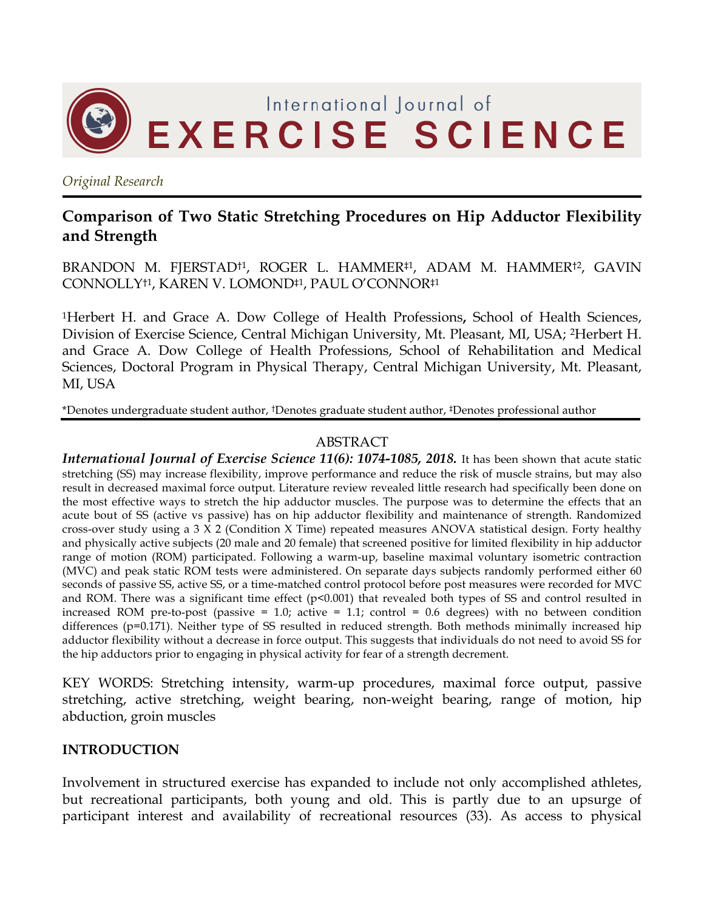International Journal of Exercise Science

*Original Research*

# Comparison of Two Static Stretching Procedures on Hip Adductor Flexibility and Strength

BRANDON M. FJERSTAD[†1], ROGER L. HAMMER[‡1], ADAM M. HAMMER[†2], GAVIN CONNOLLY[†1], KAREN V. LOMOND[‡1], PAUL O'CONNOR[‡1]

[1]Herbert H. and Grace A. Dow College of Health Professions, School of Health Sciences, Division of Exercise Science, Central Michigan University, Mt. Pleasant, MI, USA; [2]Herbert H. and Grace A. Dow College of Health Professions, School of Rehabilitation and Medical Sciences, Doctoral Program in Physical Therapy, Central Michigan University, Mt. Pleasant, MI, USA

*Denotes undergraduate student author, †Denotes graduate student author, ‡Denotes professional author

## ABSTRACT

***International Journal of Exercise Science 11(6): 1074-1085, 2018.*** It has been shown that acute static stretching (SS) may increase flexibility, improve performance and reduce the risk of muscle strains, but may also result in decreased maximal force output. Literature review revealed little research had specifically been done on the most effective ways to stretch the hip adductor muscles. The purpose was to determine the effects that an acute bout of SS (active vs passive) has on hip adductor flexibility and maintenance of strength. Randomized cross-over study using a 3 X 2 (Condition X Time) repeated measures ANOVA statistical design. Forty healthy and physically active subjects (20 male and 20 female) that screened positive for limited flexibility in hip adductor range of motion (ROM) participated. Following a warm-up, baseline maximal voluntary isometric contraction (MVC) and peak static ROM tests were administered. On separate days subjects randomly performed either 60 seconds of passive SS, active SS, or a time-matched control protocol before post measures were recorded for MVC and ROM. There was a significant time effect ($p<0.001$) that revealed both types of SS and control resulted in increased ROM pre-to-post (passive = 1.0; active = 1.1; control = 0.6 degrees) with no between condition differences ($p=0.171$). Neither type of SS resulted in reduced strength. Both methods minimally increased hip adductor flexibility without a decrease in force output. This suggests that individuals do not need to avoid SS for the hip adductors prior to engaging in physical activity for fear of a strength decrement.

KEY WORDS: Stretching intensity, warm-up procedures, maximal force output, passive stretching, active stretching, weight bearing, non-weight bearing, range of motion, hip abduction, groin muscles

## INTRODUCTION

Involvement in structured exercise has expanded to include not only accomplished athletes, but recreational participants, both young and old. This is partly due to an upsurge of participant interest and availability of recreational resources (33). As access to physical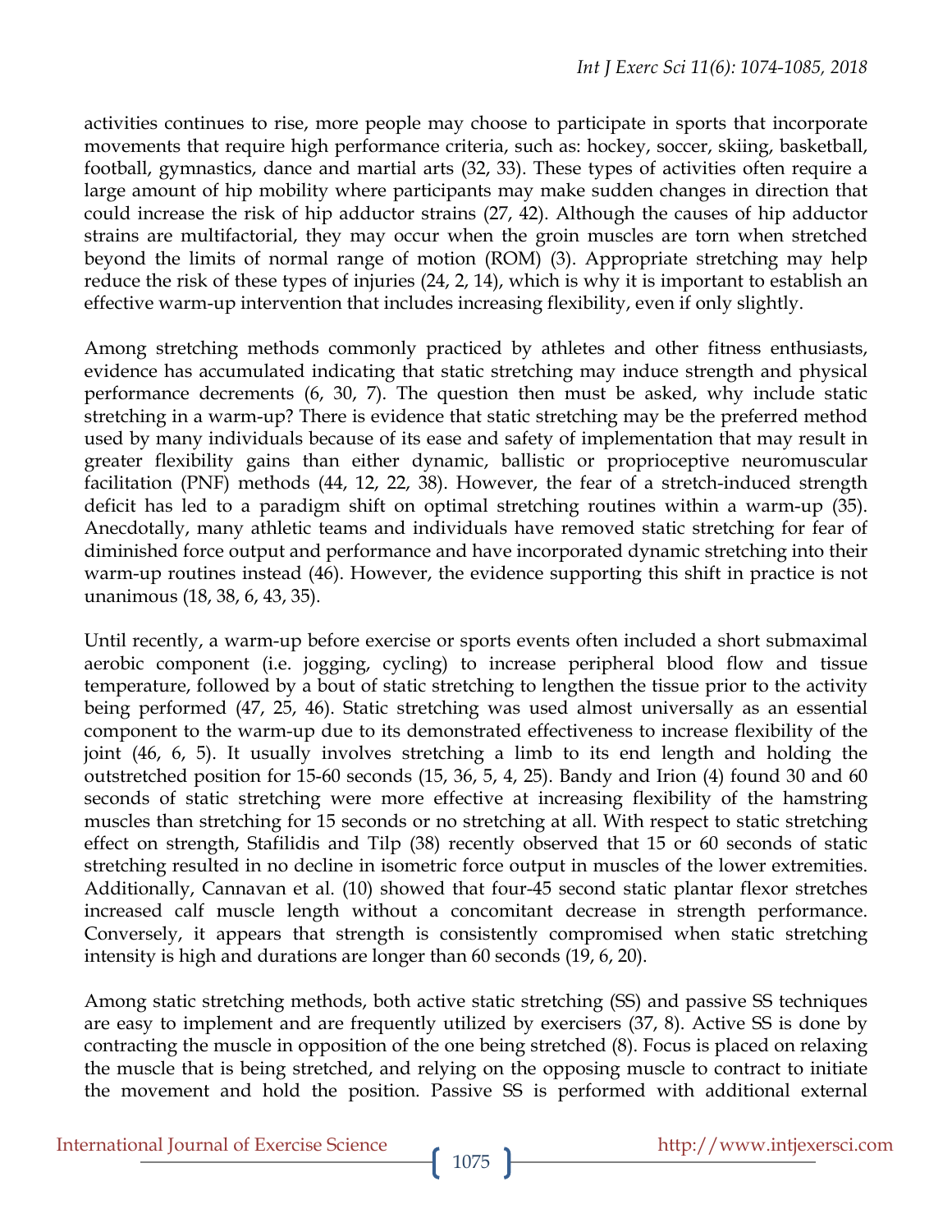activities continues to rise, more people may choose to participate in sports that incorporate movements that require high performance criteria, such as: hockey, soccer, skiing, basketball, football, gymnastics, dance and martial arts (32, 33). These types of activities often require a large amount of hip mobility where participants may make sudden changes in direction that could increase the risk of hip adductor strains (27, 42). Although the causes of hip adductor strains are multifactorial, they may occur when the groin muscles are torn when stretched beyond the limits of normal range of motion (ROM) (3). Appropriate stretching may help reduce the risk of these types of injuries (24, 2, 14), which is why it is important to establish an effective warm-up intervention that includes increasing flexibility, even if only slightly.

Among stretching methods commonly practiced by athletes and other fitness enthusiasts, evidence has accumulated indicating that static stretching may induce strength and physical performance decrements (6, 30, 7). The question then must be asked, why include static stretching in a warm-up? There is evidence that static stretching may be the preferred method used by many individuals because of its ease and safety of implementation that may result in greater flexibility gains than either dynamic, ballistic or proprioceptive neuromuscular facilitation (PNF) methods (44, 12, 22, 38). However, the fear of a stretch-induced strength deficit has led to a paradigm shift on optimal stretching routines within a warm-up (35). Anecdotally, many athletic teams and individuals have removed static stretching for fear of diminished force output and performance and have incorporated dynamic stretching into their warm-up routines instead (46). However, the evidence supporting this shift in practice is not unanimous (18, 38, 6, 43, 35).

Until recently, a warm-up before exercise or sports events often included a short submaximal aerobic component (i.e. jogging, cycling) to increase peripheral blood flow and tissue temperature, followed by a bout of static stretching to lengthen the tissue prior to the activity being performed (47, 25, 46). Static stretching was used almost universally as an essential component to the warm-up due to its demonstrated effectiveness to increase flexibility of the joint (46, 6, 5). It usually involves stretching a limb to its end length and holding the outstretched position for 15-60 seconds (15, 36, 5, 4, 25). Bandy and Irion (4) found 30 and 60 seconds of static stretching were more effective at increasing flexibility of the hamstring muscles than stretching for 15 seconds or no stretching at all. With respect to static stretching effect on strength, Stafilidis and Tilp (38) recently observed that 15 or 60 seconds of static stretching resulted in no decline in isometric force output in muscles of the lower extremities. Additionally, Cannavan et al. (10) showed that four-45 second static plantar flexor stretches increased calf muscle length without a concomitant decrease in strength performance. Conversely, it appears that strength is consistently compromised when static stretching intensity is high and durations are longer than 60 seconds (19, 6, 20).

Among static stretching methods, both active static stretching (SS) and passive SS techniques are easy to implement and are frequently utilized by exercisers (37, 8). Active SS is done by contracting the muscle in opposition of the one being stretched (8). Focus is placed on relaxing the muscle that is being stretched, and relying on the opposing muscle to contract to initiate the movement and hold the position. Passive SS is performed with additional external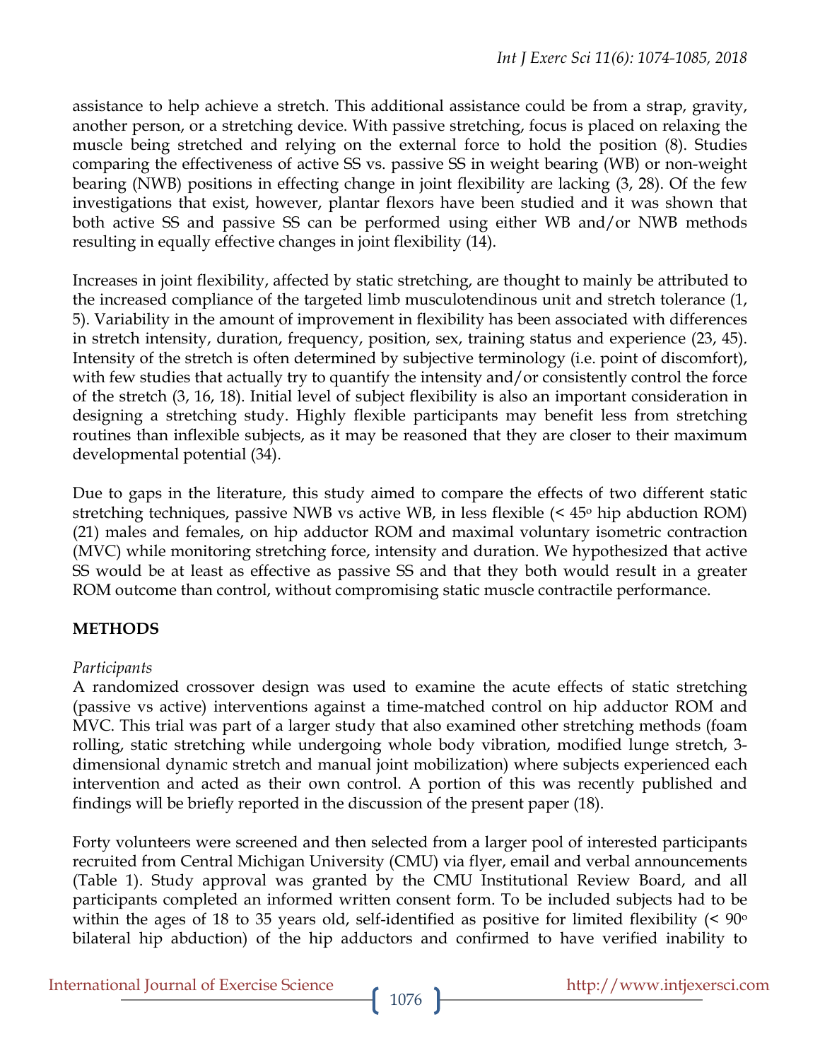assistance to help achieve a stretch. This additional assistance could be from a strap, gravity, another person, or a stretching device. With passive stretching, focus is placed on relaxing the muscle being stretched and relying on the external force to hold the position (8). Studies comparing the effectiveness of active SS vs. passive SS in weight bearing (WB) or non-weight bearing (NWB) positions in effecting change in joint flexibility are lacking (3, 28). Of the few investigations that exist, however, plantar flexors have been studied and it was shown that both active SS and passive SS can be performed using either WB and/or NWB methods resulting in equally effective changes in joint flexibility (14).

Increases in joint flexibility, affected by static stretching, are thought to mainly be attributed to the increased compliance of the targeted limb musculotendinous unit and stretch tolerance (1, 5). Variability in the amount of improvement in flexibility has been associated with differences in stretch intensity, duration, frequency, position, sex, training status and experience (23, 45). Intensity of the stretch is often determined by subjective terminology (i.e. point of discomfort), with few studies that actually try to quantify the intensity and/or consistently control the force of the stretch (3, 16, 18). Initial level of subject flexibility is also an important consideration in designing a stretching study. Highly flexible participants may benefit less from stretching routines than inflexible subjects, as it may be reasoned that they are closer to their maximum developmental potential (34).

Due to gaps in the literature, this study aimed to compare the effects of two different static stretching techniques, passive NWB vs active WB, in less flexible (< 45° hip abduction ROM) (21) males and females, on hip adductor ROM and maximal voluntary isometric contraction (MVC) while monitoring stretching force, intensity and duration. We hypothesized that active SS would be at least as effective as passive SS and that they both would result in a greater ROM outcome than control, without compromising static muscle contractile performance.

## METHODS

*Participants*

A randomized crossover design was used to examine the acute effects of static stretching (passive vs active) interventions against a time-matched control on hip adductor ROM and MVC. This trial was part of a larger study that also examined other stretching methods (foam rolling, static stretching while undergoing whole body vibration, modified lunge stretch, 3-dimensional dynamic stretch and manual joint mobilization) where subjects experienced each intervention and acted as their own control. A portion of this was recently published and findings will be briefly reported in the discussion of the present paper (18).

Forty volunteers were screened and then selected from a larger pool of interested participants recruited from Central Michigan University (CMU) via flyer, email and verbal announcements (Table 1). Study approval was granted by the CMU Institutional Review Board, and all participants completed an informed written consent form. To be included subjects had to be within the ages of 18 to 35 years old, self-identified as positive for limited flexibility (< 90° bilateral hip abduction) of the hip adductors and confirmed to have verified inability to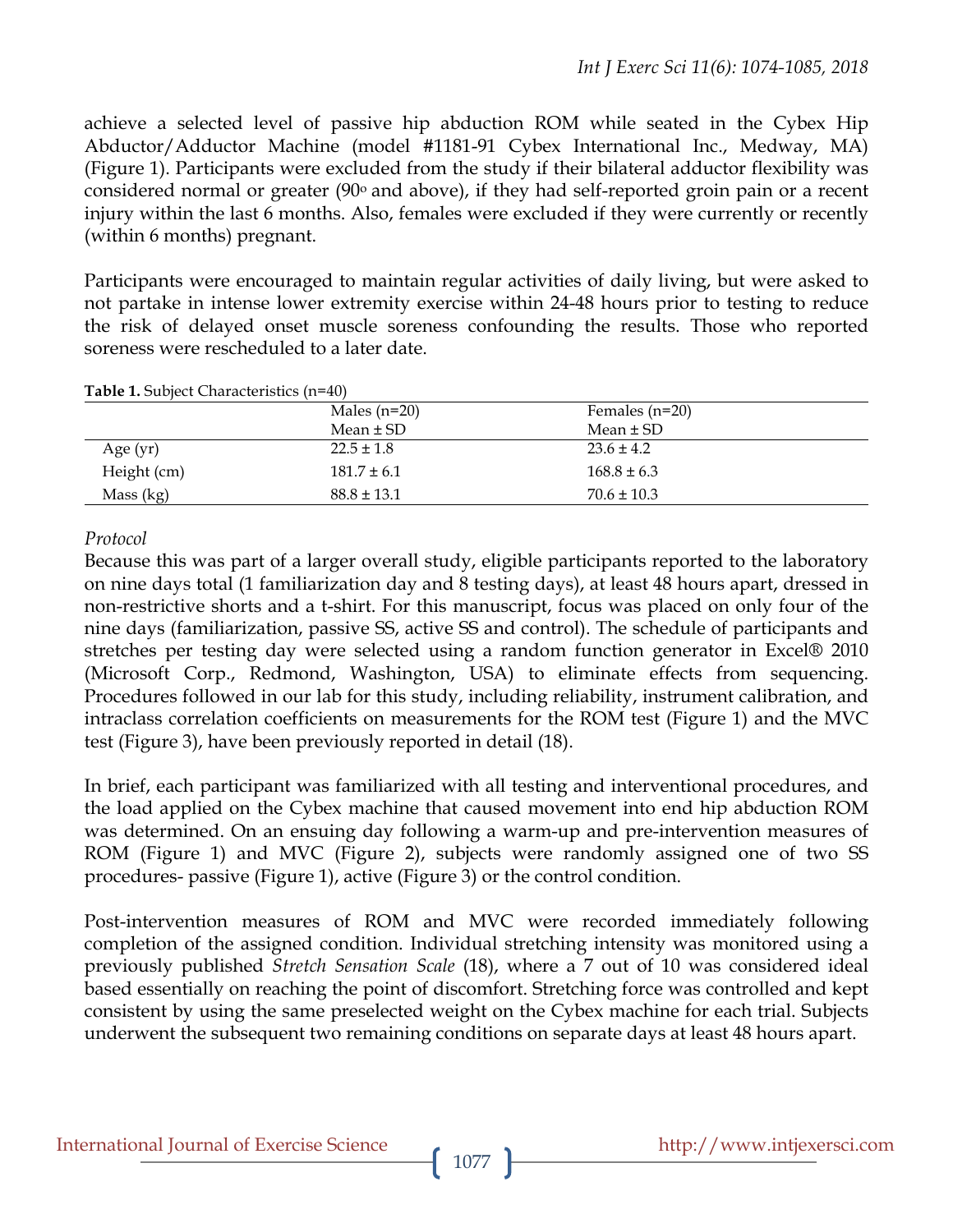achieve a selected level of passive hip abduction ROM while seated in the Cybex Hip Abductor/Adductor Machine (model #1181-91 Cybex International Inc., Medway, MA) (Figure 1). Participants were excluded from the study if their bilateral adductor flexibility was considered normal or greater (90$^{o}$ and above), if they had self-reported groin pain or a recent injury within the last 6 months. Also, females were excluded if they were currently or recently (within 6 months) pregnant.

Participants were encouraged to maintain regular activities of daily living, but were asked to not partake in intense lower extremity exercise within 24-48 hours prior to testing to reduce the risk of delayed onset muscle soreness confounding the results. Those who reported soreness were rescheduled to a later date.

**Table 1.** Subject Characteristics (n=40)

| | Males (n=20) Mean ± SD | Females (n=20) Mean ± SD |
|---|---|---|
| Age (yr) | 22.5 ± 1.8 | 23.6 ± 4.2 |
| Height (cm) | 181.7 ± 6.1 | 168.8 ± 6.3 |
| Mass (kg) | 88.8 ± 13.1 | 70.6 ± 10.3 |

*Protocol*

Because this was part of a larger overall study, eligible participants reported to the laboratory on nine days total (1 familiarization day and 8 testing days), at least 48 hours apart, dressed in non-restrictive shorts and a t-shirt. For this manuscript, focus was placed on only four of the nine days (familiarization, passive SS, active SS and control). The schedule of participants and stretches per testing day were selected using a random function generator in Excel® 2010 (Microsoft Corp., Redmond, Washington, USA) to eliminate effects from sequencing. Procedures followed in our lab for this study, including reliability, instrument calibration, and intraclass correlation coefficients on measurements for the ROM test (Figure 1) and the MVC test (Figure 3), have been previously reported in detail (18).

In brief, each participant was familiarized with all testing and interventional procedures, and the load applied on the Cybex machine that caused movement into end hip abduction ROM was determined. On an ensuing day following a warm-up and pre-intervention measures of ROM (Figure 1) and MVC (Figure 2), subjects were randomly assigned one of two SS procedures- passive (Figure 1), active (Figure 3) or the control condition.

Post-intervention measures of ROM and MVC were recorded immediately following completion of the assigned condition. Individual stretching intensity was monitored using a previously published *Stretch Sensation Scale* (18), where a 7 out of 10 was considered ideal based essentially on reaching the point of discomfort. Stretching force was controlled and kept consistent by using the same preselected weight on the Cybex machine for each trial. Subjects underwent the subsequent two remaining conditions on separate days at least 48 hours apart.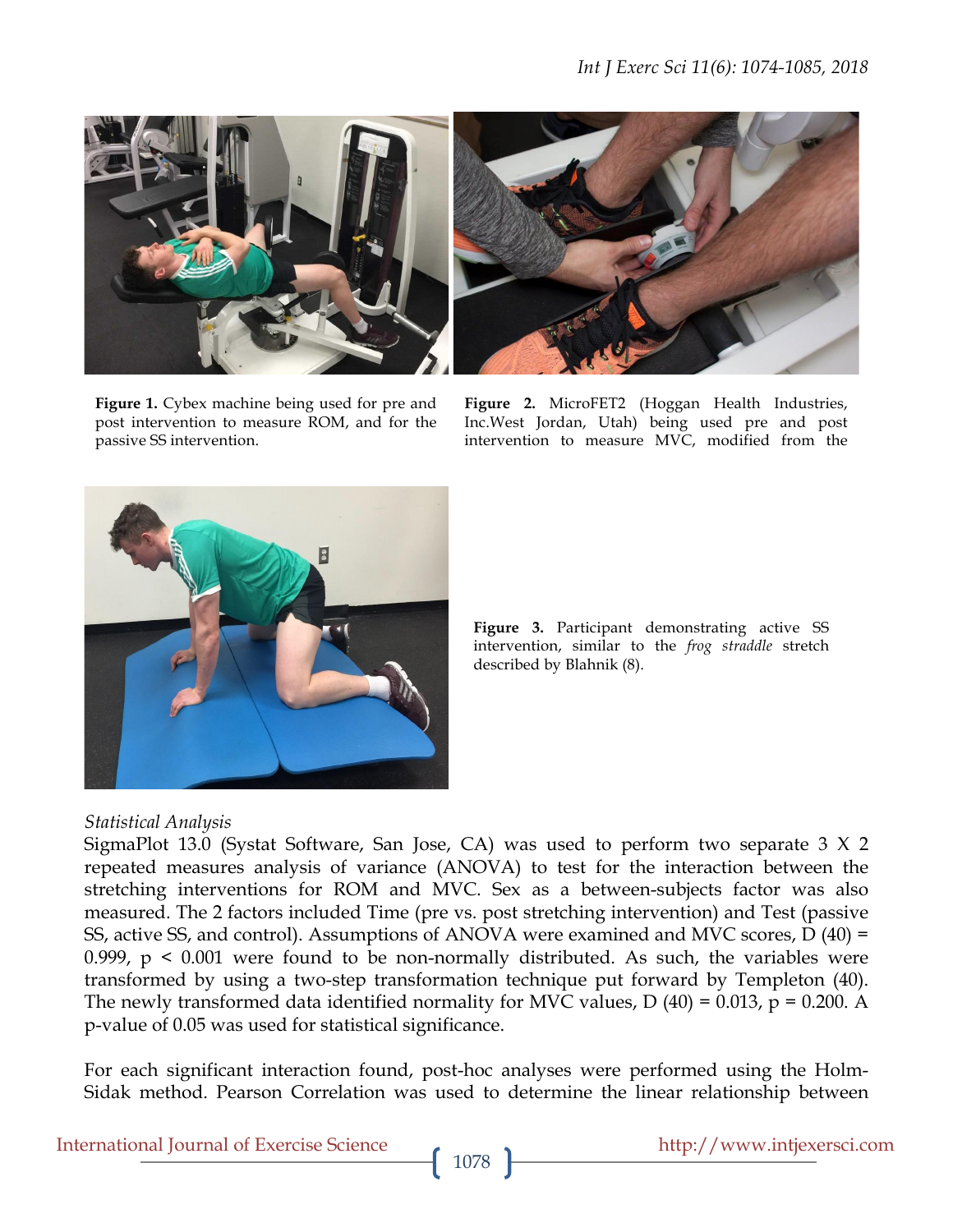**Figure 1.** Cybex machine being used for pre and post intervention to measure ROM, and for the passive SS intervention.

**Figure 2.** MicroFET2 (Hoggan Health Industries, Inc.West Jordan, Utah) being used pre and post intervention to measure MVC, modified from the

**Figure 3.** Participant demonstrating active SS intervention, similar to the *frog straddle* stretch described by Blahnik (8).

*Statistical Analysis*

SigmaPlot 13.0 (Systat Software, San Jose, CA) was used to perform two separate 3 X 2 repeated measures analysis of variance (ANOVA) to test for the interaction between the stretching interventions for ROM and MVC. Sex as a between-subjects factor was also measured. The 2 factors included Time (pre vs. post stretching intervention) and Test (passive SS, active SS, and control). Assumptions of ANOVA were examined and MVC scores, $D(40) = 0.999$, $p < 0.001$ were found to be non-normally distributed. As such, the variables were transformed by using a two-step transformation technique put forward by Templeton (40). The newly transformed data identified normality for MVC values, $D(40) = 0.013$, $p = 0.200$. A p-value of 0.05 was used for statistical significance.

For each significant interaction found, post-hoc analyses were performed using the Holm-Sidak method. Pearson Correlation was used to determine the linear relationship between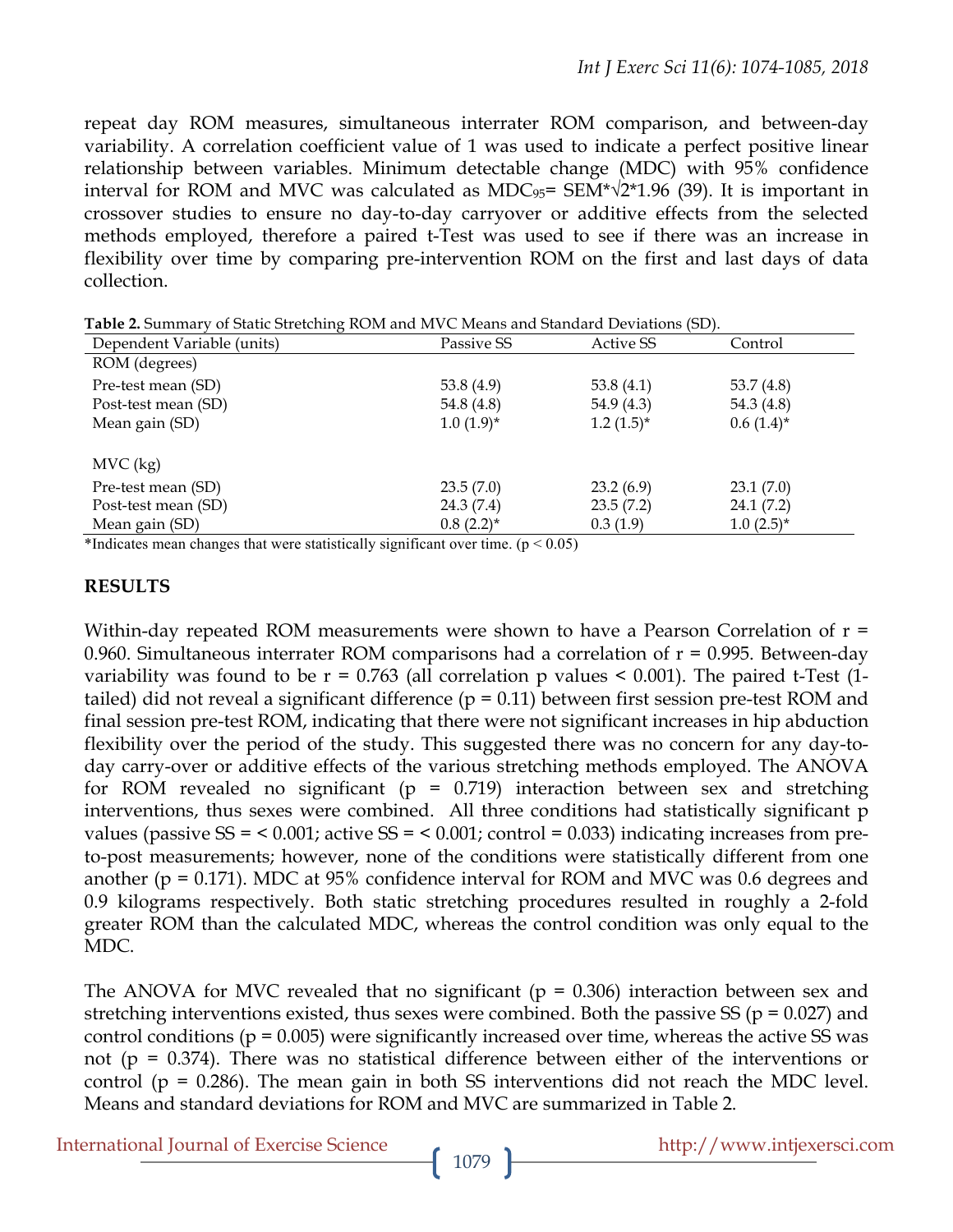repeat day ROM measures, simultaneous interrater ROM comparison, and between-day variability. A correlation coefficient value of 1 was used to indicate a perfect positive linear relationship between variables. Minimum detectable change (MDC) with 95% confidence interval for ROM and MVC was calculated as $MDC_{95} = SEM*\sqrt{2}*1.96$ (39). It is important in crossover studies to ensure no day-to-day carryover or additive effects from the selected methods employed, therefore a paired t-Test was used to see if there was an increase in flexibility over time by comparing pre-intervention ROM on the first and last days of data collection.

**Table 2.** Summary of Static Stretching ROM and MVC Means and Standard Deviations (SD).

| Dependent Variable (units) | Passive SS | Active SS | Control |
|---|---|---|---|
| ROM (degrees) | | | |
| Pre-test mean (SD) | 53.8 (4.9) | 53.8 (4.1) | 53.7 (4.8) |
| Post-test mean (SD) | 54.8 (4.8) | 54.9 (4.3) | 54.3 (4.8) |
| Mean gain (SD) | 1.0 (1.9)* | 1.2 (1.5)* | 0.6 (1.4)* |
| MVC (kg) | | | |
| Pre-test mean (SD) | 23.5 (7.0) | 23.2 (6.9) | 23.1 (7.0) |
| Post-test mean (SD) | 24.3 (7.4) | 23.5 (7.2) | 24.1 (7.2) |
| Mean gain (SD) | 0.8 (2.2)* | 0.3 (1.9) | 1.0 (2.5)* |

*Indicates mean changes that were statistically significant over time. ($p < 0.05$)

## RESULTS

Within-day repeated ROM measurements were shown to have a Pearson Correlation of $r = 0.960$. Simultaneous interrater ROM comparisons had a correlation of $r = 0.995$. Between-day variability was found to be $r = 0.763$ (all correlation p values $< 0.001$). The paired t-Test (1-tailed) did not reveal a significant difference ($p = 0.11$) between first session pre-test ROM and final session pre-test ROM, indicating that there were not significant increases in hip abduction flexibility over the period of the study. This suggested there was no concern for any day-to-day carry-over or additive effects of the various stretching methods employed. The ANOVA for ROM revealed no significant ($p = 0.719$) interaction between sex and stretching interventions, thus sexes were combined. All three conditions had statistically significant p values (passive SS = $< 0.001$; active SS = $< 0.001$; control = 0.033) indicating increases from pre-to-post measurements; however, none of the conditions were statistically different from one another ($p = 0.171$). MDC at 95% confidence interval for ROM and MVC was 0.6 degrees and 0.9 kilograms respectively. Both static stretching procedures resulted in roughly a 2-fold greater ROM than the calculated MDC, whereas the control condition was only equal to the MDC.

The ANOVA for MVC revealed that no significant ($p = 0.306$) interaction between sex and stretching interventions existed, thus sexes were combined. Both the passive SS ($p = 0.027$) and control conditions ($p = 0.005$) were significantly increased over time, whereas the active SS was not ($p = 0.374$). There was no statistical difference between either of the interventions or control ($p = 0.286$). The mean gain in both SS interventions did not reach the MDC level. Means and standard deviations for ROM and MVC are summarized in Table 2.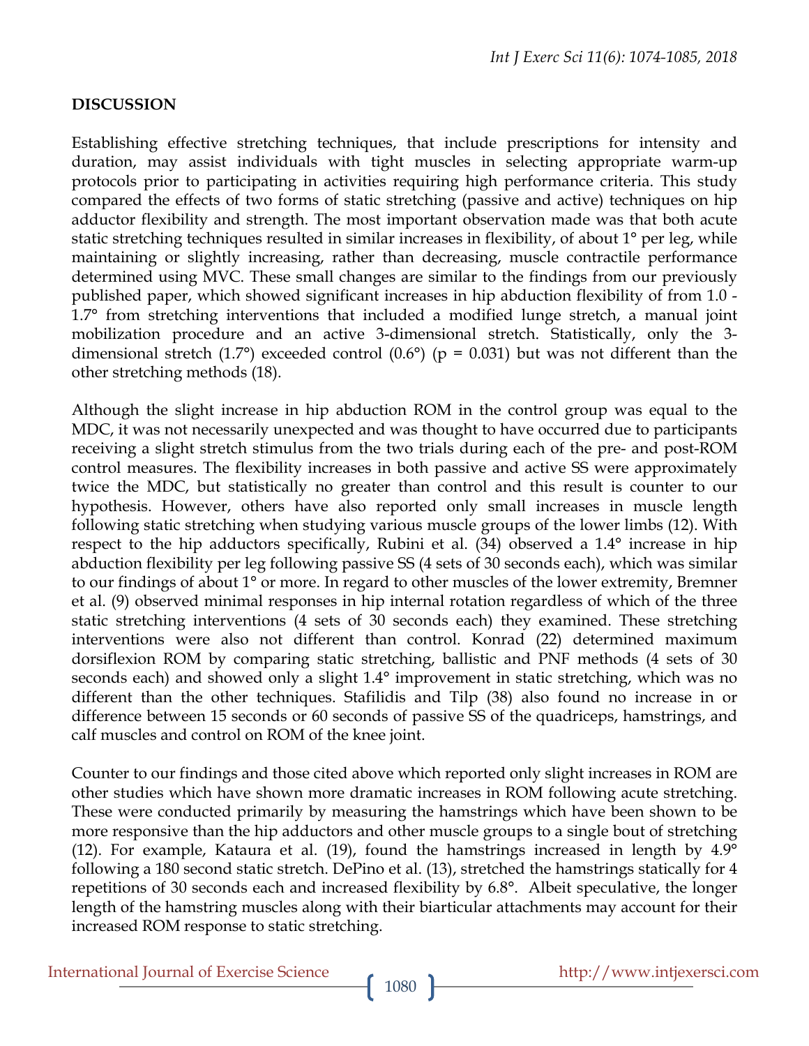## DISCUSSION

Establishing effective stretching techniques, that include prescriptions for intensity and duration, may assist individuals with tight muscles in selecting appropriate warm-up protocols prior to participating in activities requiring high performance criteria. This study compared the effects of two forms of static stretching (passive and active) techniques on hip adductor flexibility and strength. The most important observation made was that both acute static stretching techniques resulted in similar increases in flexibility, of about 1° per leg, while maintaining or slightly increasing, rather than decreasing, muscle contractile performance determined using MVC. These small changes are similar to the findings from our previously published paper, which showed significant increases in hip abduction flexibility of from 1.0 - 1.7° from stretching interventions that included a modified lunge stretch, a manual joint mobilization procedure and an active 3-dimensional stretch. Statistically, only the 3-dimensional stretch (1.7°) exceeded control (0.6°) ($p = 0.031$) but was not different than the other stretching methods (18).

Although the slight increase in hip abduction ROM in the control group was equal to the MDC, it was not necessarily unexpected and was thought to have occurred due to participants receiving a slight stretch stimulus from the two trials during each of the pre- and post-ROM control measures. The flexibility increases in both passive and active SS were approximately twice the MDC, but statistically no greater than control and this result is counter to our hypothesis. However, others have also reported only small increases in muscle length following static stretching when studying various muscle groups of the lower limbs (12). With respect to the hip adductors specifically, Rubini et al. (34) observed a 1.4° increase in hip abduction flexibility per leg following passive SS (4 sets of 30 seconds each), which was similar to our findings of about 1° or more. In regard to other muscles of the lower extremity, Bremner et al. (9) observed minimal responses in hip internal rotation regardless of which of the three static stretching interventions (4 sets of 30 seconds each) they examined. These stretching interventions were also not different than control. Konrad (22) determined maximum dorsiflexion ROM by comparing static stretching, ballistic and PNF methods (4 sets of 30 seconds each) and showed only a slight 1.4° improvement in static stretching, which was no different than the other techniques. Stafilidis and Tilp (38) also found no increase in or difference between 15 seconds or 60 seconds of passive SS of the quadriceps, hamstrings, and calf muscles and control on ROM of the knee joint.

Counter to our findings and those cited above which reported only slight increases in ROM are other studies which have shown more dramatic increases in ROM following acute stretching. These were conducted primarily by measuring the hamstrings which have been shown to be more responsive than the hip adductors and other muscle groups to a single bout of stretching (12). For example, Kataura et al. (19), found the hamstrings increased in length by 4.9° following a 180 second static stretch. DePino et al. (13), stretched the hamstrings statically for 4 repetitions of 30 seconds each and increased flexibility by 6.8°. Albeit speculative, the longer length of the hamstring muscles along with their biarticular attachments may account for their increased ROM response to static stretching.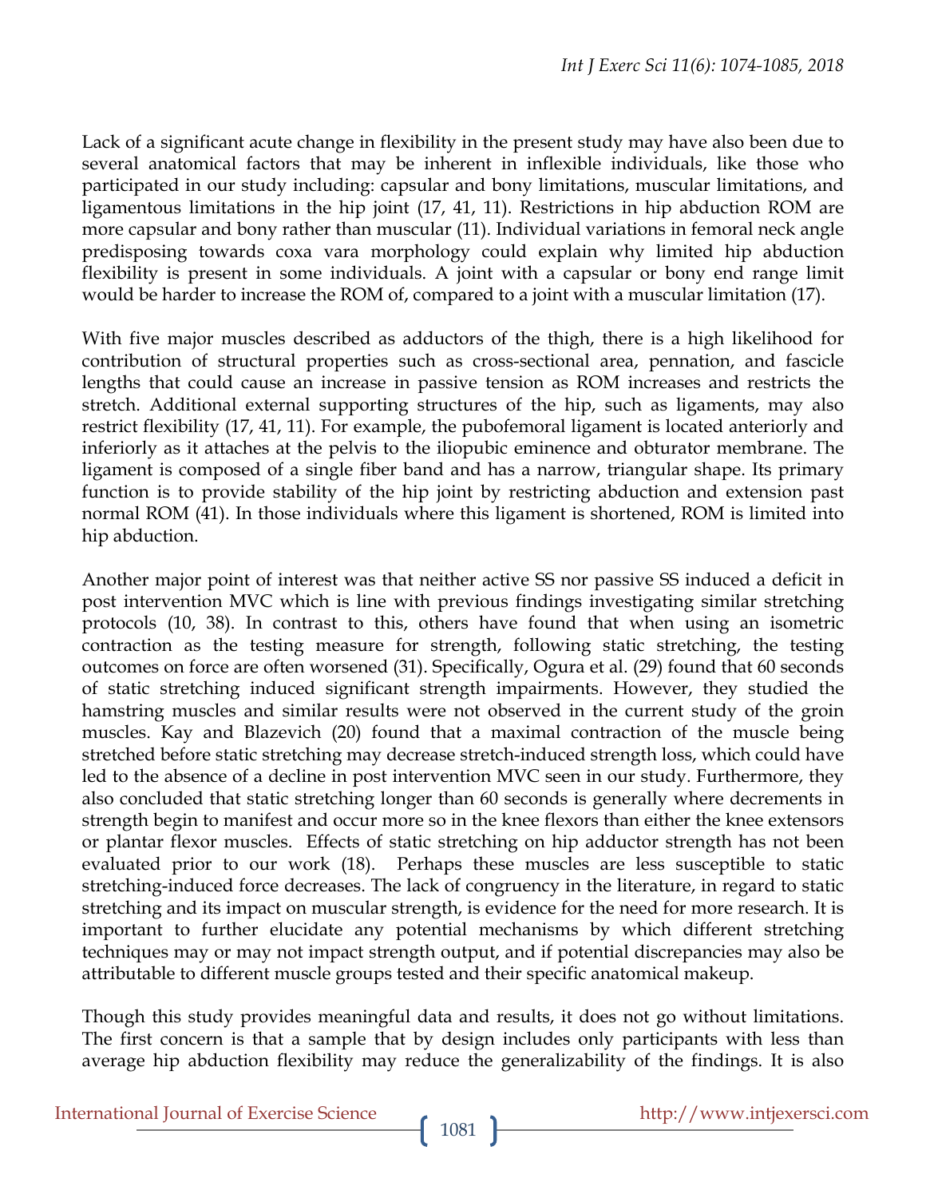Lack of a significant acute change in flexibility in the present study may have also been due to several anatomical factors that may be inherent in inflexible individuals, like those who participated in our study including: capsular and bony limitations, muscular limitations, and ligamentous limitations in the hip joint (17, 41, 11). Restrictions in hip abduction ROM are more capsular and bony rather than muscular (11). Individual variations in femoral neck angle predisposing towards coxa vara morphology could explain why limited hip abduction flexibility is present in some individuals. A joint with a capsular or bony end range limit would be harder to increase the ROM of, compared to a joint with a muscular limitation (17).

With five major muscles described as adductors of the thigh, there is a high likelihood for contribution of structural properties such as cross-sectional area, pennation, and fascicle lengths that could cause an increase in passive tension as ROM increases and restricts the stretch. Additional external supporting structures of the hip, such as ligaments, may also restrict flexibility (17, 41, 11). For example, the pubofemoral ligament is located anteriorly and inferiorly as it attaches at the pelvis to the iliopubic eminence and obturator membrane. The ligament is composed of a single fiber band and has a narrow, triangular shape. Its primary function is to provide stability of the hip joint by restricting abduction and extension past normal ROM (41). In those individuals where this ligament is shortened, ROM is limited into hip abduction.

Another major point of interest was that neither active SS nor passive SS induced a deficit in post intervention MVC which is line with previous findings investigating similar stretching protocols (10, 38). In contrast to this, others have found that when using an isometric contraction as the testing measure for strength, following static stretching, the testing outcomes on force are often worsened (31). Specifically, Ogura et al. (29) found that 60 seconds of static stretching induced significant strength impairments. However, they studied the hamstring muscles and similar results were not observed in the current study of the groin muscles. Kay and Blazevich (20) found that a maximal contraction of the muscle being stretched before static stretching may decrease stretch-induced strength loss, which could have led to the absence of a decline in post intervention MVC seen in our study. Furthermore, they also concluded that static stretching longer than 60 seconds is generally where decrements in strength begin to manifest and occur more so in the knee flexors than either the knee extensors or plantar flexor muscles. Effects of static stretching on hip adductor strength has not been evaluated prior to our work (18). Perhaps these muscles are less susceptible to static stretching-induced force decreases. The lack of congruency in the literature, in regard to static stretching and its impact on muscular strength, is evidence for the need for more research. It is important to further elucidate any potential mechanisms by which different stretching techniques may or may not impact strength output, and if potential discrepancies may also be attributable to different muscle groups tested and their specific anatomical makeup.

Though this study provides meaningful data and results, it does not go without limitations. The first concern is that a sample that by design includes only participants with less than average hip abduction flexibility may reduce the generalizability of the findings. It is also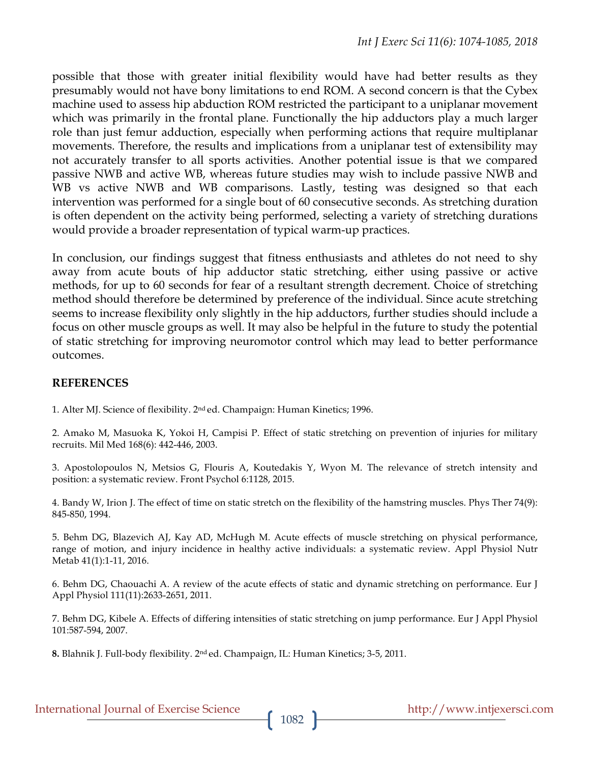possible that those with greater initial flexibility would have had better results as they presumably would not have bony limitations to end ROM. A second concern is that the Cybex machine used to assess hip abduction ROM restricted the participant to a uniplanar movement which was primarily in the frontal plane. Functionally the hip adductors play a much larger role than just femur adduction, especially when performing actions that require multiplanar movements. Therefore, the results and implications from a uniplanar test of extensibility may not accurately transfer to all sports activities. Another potential issue is that we compared passive NWB and active WB, whereas future studies may wish to include passive NWB and WB vs active NWB and WB comparisons. Lastly, testing was designed so that each intervention was performed for a single bout of 60 consecutive seconds. As stretching duration is often dependent on the activity being performed, selecting a variety of stretching durations would provide a broader representation of typical warm-up practices.

In conclusion, our findings suggest that fitness enthusiasts and athletes do not need to shy away from acute bouts of hip adductor static stretching, either using passive or active methods, for up to 60 seconds for fear of a resultant strength decrement. Choice of stretching method should therefore be determined by preference of the individual. Since acute stretching seems to increase flexibility only slightly in the hip adductors, further studies should include a focus on other muscle groups as well. It may also be helpful in the future to study the potential of static stretching for improving neuromotor control which may lead to better performance outcomes.

## REFERENCES

1. Alter MJ. Science of flexibility. 2nd ed. Champaign: Human Kinetics; 1996.

2. Amako M, Masuoka K, Yokoi H, Campisi P. Effect of static stretching on prevention of injuries for military recruits. Mil Med 168(6): 442-446, 2003.

3. Apostolopoulos N, Metsios G, Flouris A, Koutedakis Y, Wyon M. The relevance of stretch intensity and position: a systematic review. Front Psychol 6:1128, 2015.

4. Bandy W, Irion J. The effect of time on static stretch on the flexibility of the hamstring muscles. Phys Ther 74(9): 845-850, 1994.

5. Behm DG, Blazevich AJ, Kay AD, McHugh M. Acute effects of muscle stretching on physical performance, range of motion, and injury incidence in healthy active individuals: a systematic review. Appl Physiol Nutr Metab 41(1):1-11, 2016.

6. Behm DG, Chaouachi A. A review of the acute effects of static and dynamic stretching on performance. Eur J Appl Physiol 111(11):2633-2651, 2011.

7. Behm DG, Kibele A. Effects of differing intensities of static stretching on jump performance. Eur J Appl Physiol 101:587-594, 2007.

**8.** Blahnik J. Full-body flexibility. 2nd ed. Champaign, IL: Human Kinetics; 3-5, 2011.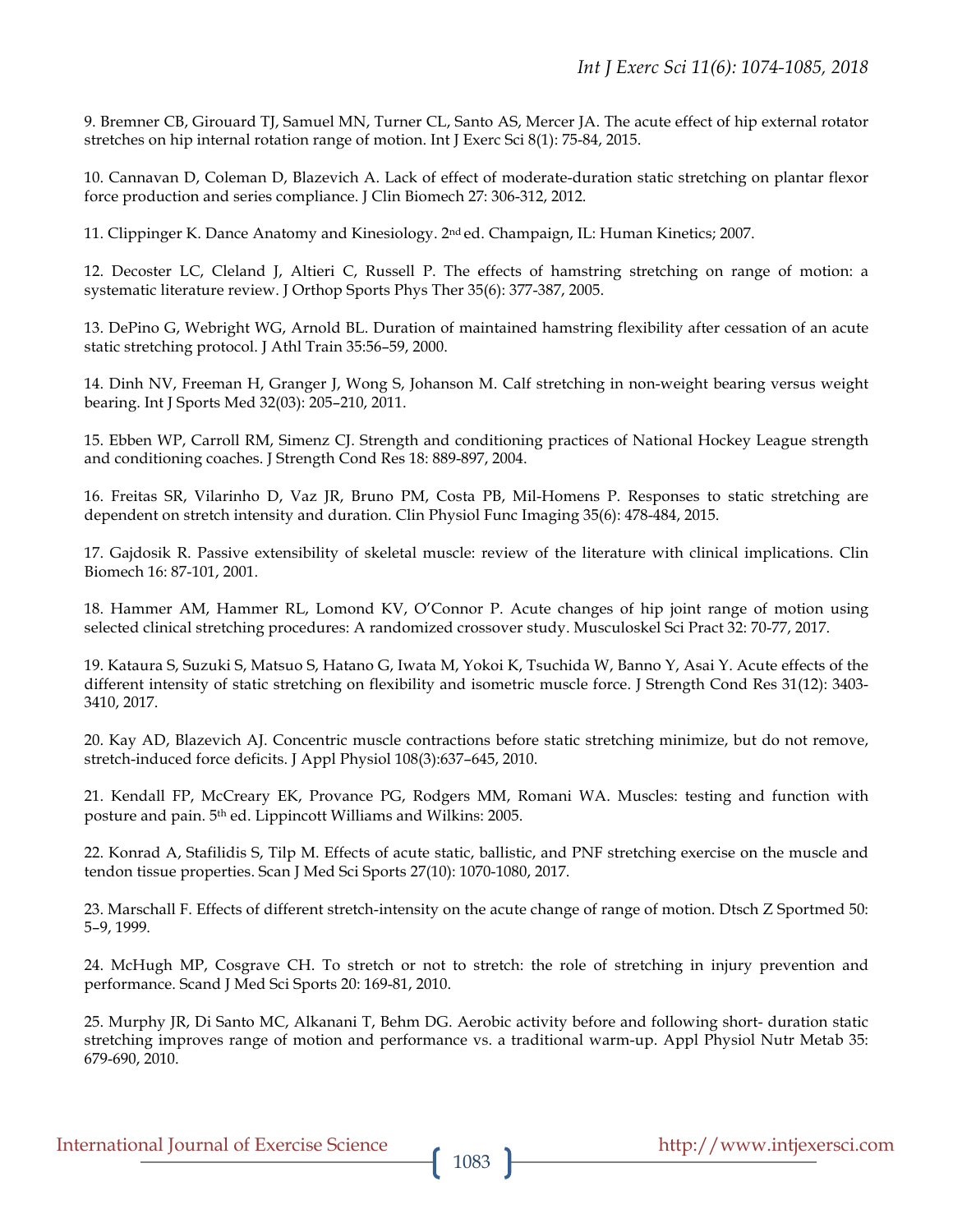9. Bremner CB, Girouard TJ, Samuel MN, Turner CL, Santo AS, Mercer JA. The acute effect of hip external rotator stretches on hip internal rotation range of motion. Int J Exerc Sci 8(1): 75-84, 2015.

10. Cannavan D, Coleman D, Blazevich A. Lack of effect of moderate-duration static stretching on plantar flexor force production and series compliance. J Clin Biomech 27: 306-312, 2012.

11. Clippinger K. Dance Anatomy and Kinesiology. 2nd ed. Champaign, IL: Human Kinetics; 2007.

12. Decoster LC, Cleland J, Altieri C, Russell P. The effects of hamstring stretching on range of motion: a systematic literature review. J Orthop Sports Phys Ther 35(6): 377-387, 2005.

13. DePino G, Webright WG, Arnold BL. Duration of maintained hamstring flexibility after cessation of an acute static stretching protocol. J Athl Train 35:56–59, 2000.

14. Dinh NV, Freeman H, Granger J, Wong S, Johanson M. Calf stretching in non-weight bearing versus weight bearing. Int J Sports Med 32(03): 205–210, 2011.

15. Ebben WP, Carroll RM, Simenz CJ. Strength and conditioning practices of National Hockey League strength and conditioning coaches. J Strength Cond Res 18: 889-897, 2004.

16. Freitas SR, Vilarinho D, Vaz JR, Bruno PM, Costa PB, Mil-Homens P. Responses to static stretching are dependent on stretch intensity and duration. Clin Physiol Func Imaging 35(6): 478-484, 2015.

17. Gajdosik R. Passive extensibility of skeletal muscle: review of the literature with clinical implications. Clin Biomech 16: 87-101, 2001.

18. Hammer AM, Hammer RL, Lomond KV, O'Connor P. Acute changes of hip joint range of motion using selected clinical stretching procedures: A randomized crossover study. Musculoskel Sci Pract 32: 70-77, 2017.

19. Kataura S, Suzuki S, Matsuo S, Hatano G, Iwata M, Yokoi K, Tsuchida W, Banno Y, Asai Y. Acute effects of the different intensity of static stretching on flexibility and isometric muscle force. J Strength Cond Res 31(12): 3403-3410, 2017.

20. Kay AD, Blazevich AJ. Concentric muscle contractions before static stretching minimize, but do not remove, stretch-induced force deficits. J Appl Physiol 108(3):637–645, 2010.

21. Kendall FP, McCreary EK, Provance PG, Rodgers MM, Romani WA. Muscles: testing and function with posture and pain. 5th ed. Lippincott Williams and Wilkins: 2005.

22. Konrad A, Stafilidis S, Tilp M. Effects of acute static, ballistic, and PNF stretching exercise on the muscle and tendon tissue properties. Scan J Med Sci Sports 27(10): 1070-1080, 2017.

23. Marschall F. Effects of different stretch-intensity on the acute change of range of motion. Dtsch Z Sportmed 50: 5–9, 1999.

24. McHugh MP, Cosgrave CH. To stretch or not to stretch: the role of stretching in injury prevention and performance. Scand J Med Sci Sports 20: 169-81, 2010.

25. Murphy JR, Di Santo MC, Alkanani T, Behm DG. Aerobic activity before and following short- duration static stretching improves range of motion and performance vs. a traditional warm-up. Appl Physiol Nutr Metab 35: 679-690, 2010.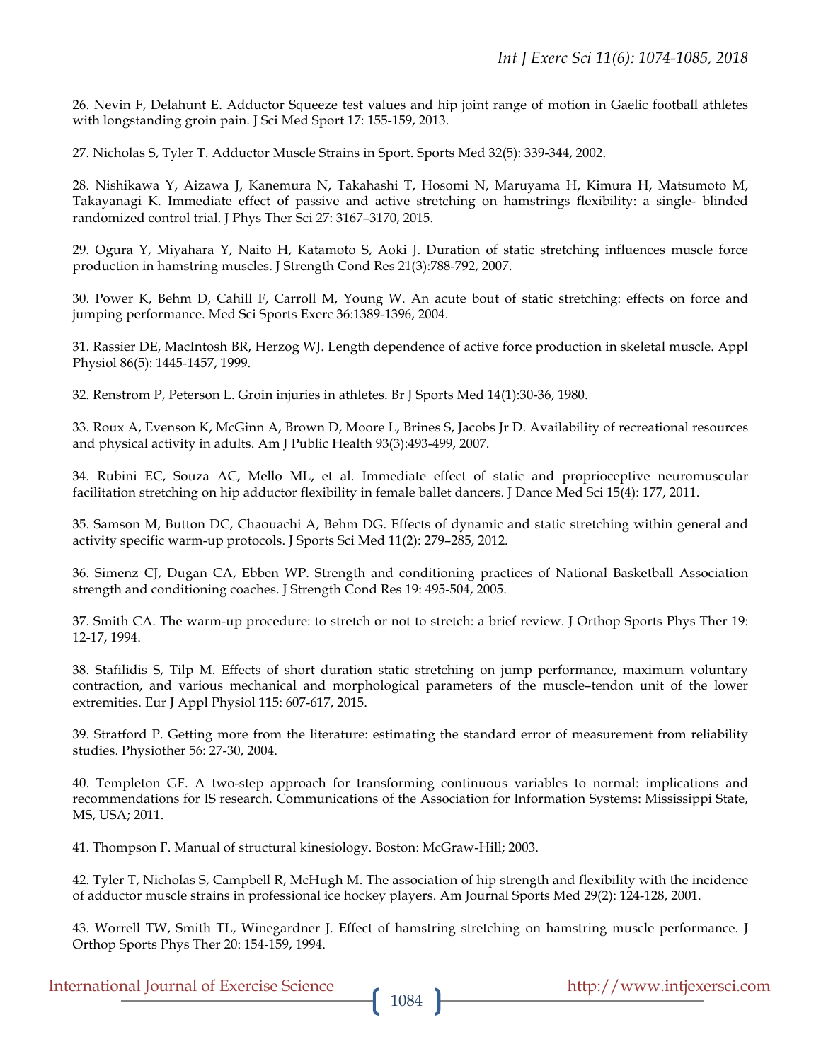26. Nevin F, Delahunt E. Adductor Squeeze test values and hip joint range of motion in Gaelic football athletes with longstanding groin pain. J Sci Med Sport 17: 155-159, 2013.

27. Nicholas S, Tyler T. Adductor Muscle Strains in Sport. Sports Med 32(5): 339-344, 2002.

28. Nishikawa Y, Aizawa J, Kanemura N, Takahashi T, Hosomi N, Maruyama H, Kimura H, Matsumoto M, Takayanagi K. Immediate effect of passive and active stretching on hamstrings flexibility: a single- blinded randomized control trial. J Phys Ther Sci 27: 3167–3170, 2015.

29. Ogura Y, Miyahara Y, Naito H, Katamoto S, Aoki J. Duration of static stretching influences muscle force production in hamstring muscles. J Strength Cond Res 21(3):788-792, 2007.

30. Power K, Behm D, Cahill F, Carroll M, Young W. An acute bout of static stretching: effects on force and jumping performance. Med Sci Sports Exerc 36:1389-1396, 2004.

31. Rassier DE, MacIntosh BR, Herzog WJ. Length dependence of active force production in skeletal muscle. Appl Physiol 86(5): 1445-1457, 1999.

32. Renstrom P, Peterson L. Groin injuries in athletes. Br J Sports Med 14(1):30-36, 1980.

33. Roux A, Evenson K, McGinn A, Brown D, Moore L, Brines S, Jacobs Jr D. Availability of recreational resources and physical activity in adults. Am J Public Health 93(3):493-499, 2007.

34. Rubini EC, Souza AC, Mello ML, et al. Immediate effect of static and proprioceptive neuromuscular facilitation stretching on hip adductor flexibility in female ballet dancers. J Dance Med Sci 15(4): 177, 2011.

35. Samson M, Button DC, Chaouachi A, Behm DG. Effects of dynamic and static stretching within general and activity specific warm-up protocols. J Sports Sci Med 11(2): 279–285, 2012.

36. Simenz CJ, Dugan CA, Ebben WP. Strength and conditioning practices of National Basketball Association strength and conditioning coaches. J Strength Cond Res 19: 495-504, 2005.

37. Smith CA. The warm-up procedure: to stretch or not to stretch: a brief review. J Orthop Sports Phys Ther 19: 12-17, 1994.

38. Stafilidis S, Tilp M. Effects of short duration static stretching on jump performance, maximum voluntary contraction, and various mechanical and morphological parameters of the muscle–tendon unit of the lower extremities. Eur J Appl Physiol 115: 607-617, 2015.

39. Stratford P. Getting more from the literature: estimating the standard error of measurement from reliability studies. Physiother 56: 27-30, 2004.

40. Templeton GF. A two-step approach for transforming continuous variables to normal: implications and recommendations for IS research. Communications of the Association for Information Systems: Mississippi State, MS, USA; 2011.

41. Thompson F. Manual of structural kinesiology. Boston: McGraw-Hill; 2003.

42. Tyler T, Nicholas S, Campbell R, McHugh M. The association of hip strength and flexibility with the incidence of adductor muscle strains in professional ice hockey players. Am Journal Sports Med 29(2): 124-128, 2001.

43. Worrell TW, Smith TL, Winegardner J. Effect of hamstring stretching on hamstring muscle performance. J Orthop Sports Phys Ther 20: 154-159, 1994.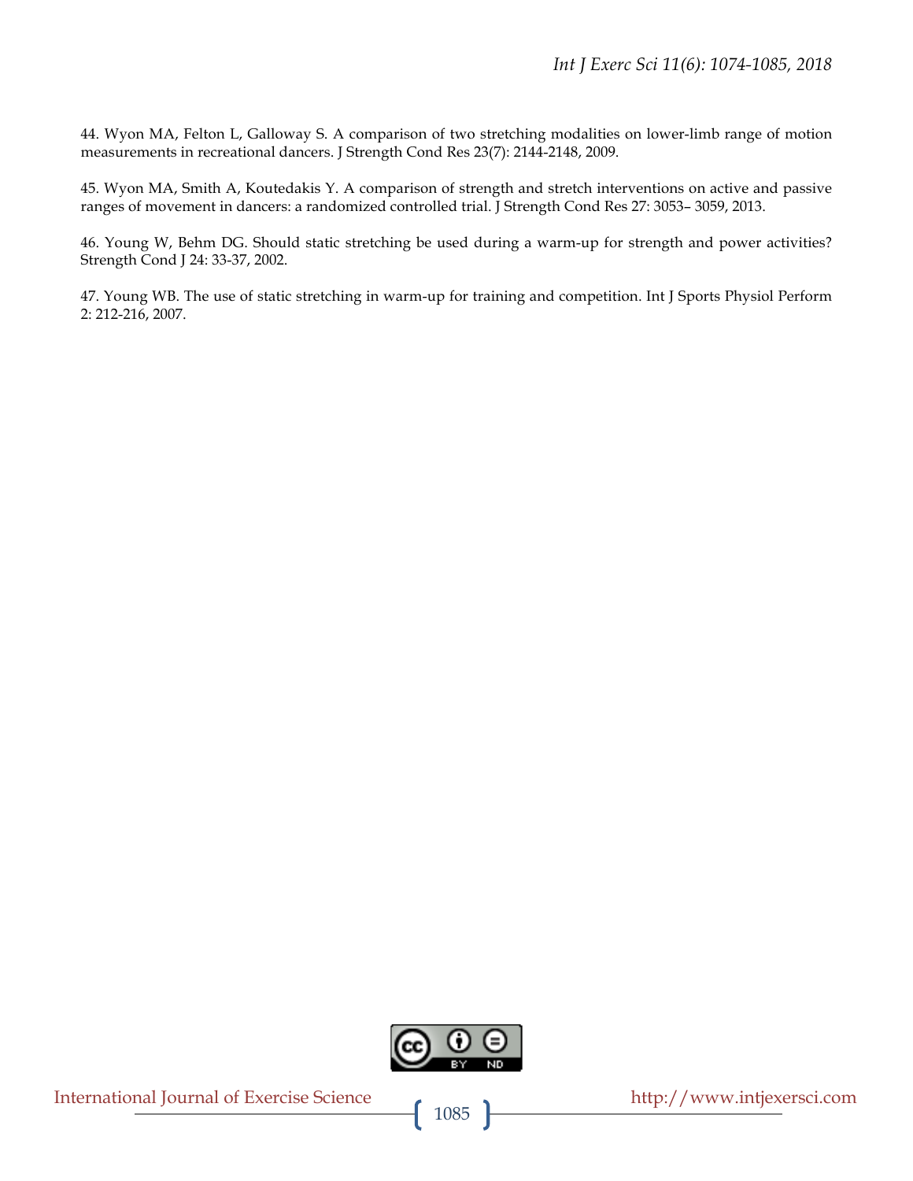44. Wyon MA, Felton L, Galloway S. A comparison of two stretching modalities on lower-limb range of motion measurements in recreational dancers. J Strength Cond Res 23(7): 2144-2148, 2009.

45. Wyon MA, Smith A, Koutedakis Y. A comparison of strength and stretch interventions on active and passive ranges of movement in dancers: a randomized controlled trial. J Strength Cond Res 27: 3053– 3059, 2013.

46. Young W, Behm DG. Should static stretching be used during a warm-up for strength and power activities? Strength Cond J 24: 33-37, 2002.

47. Young WB. The use of static stretching in warm-up for training and competition. Int J Sports Physiol Perform 2: 212-216, 2007.